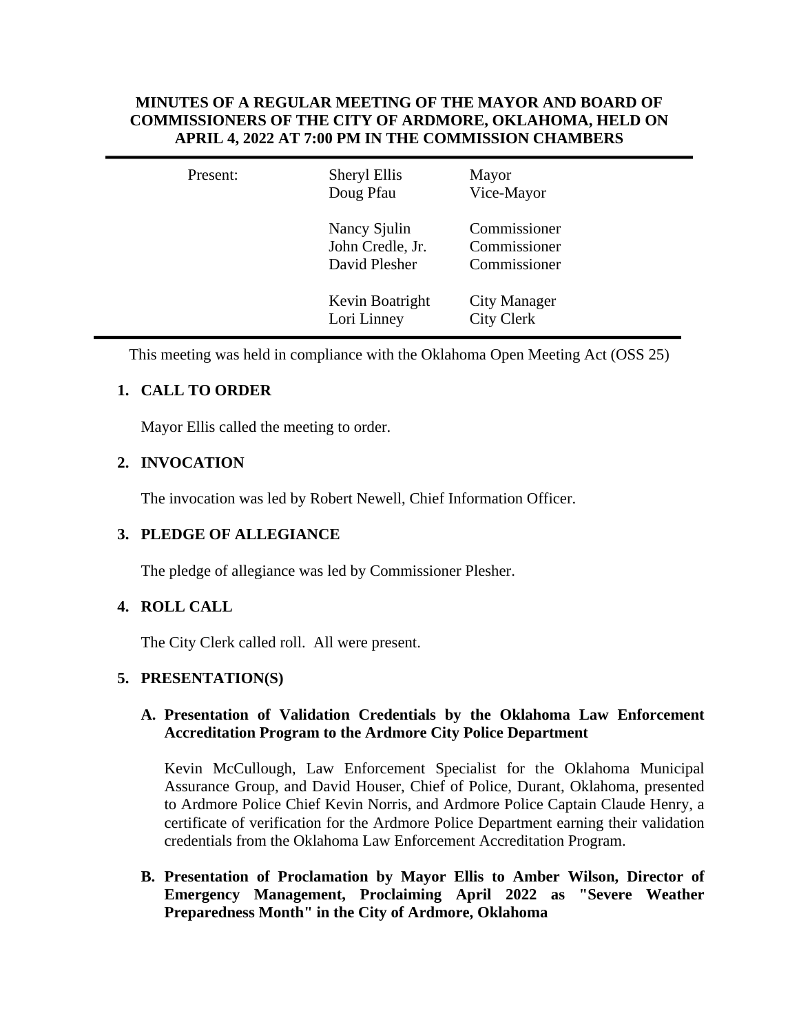**MINUTES OF A REGULAR MEETING OF THE MAYOR AND BOARD OF COMMISSIONERS OF THE CITY OF ARDMORE, OKLAHOMA, HELD ON APRIL 4, 2022 AT 7:00 PM IN THE COMMISSION CHAMBERS**

| Present: | Sheryl Ellis | Mayor |
|---|---|---|
| | Doug Pfau | Vice-Mayor |
| | Nancy Sjulin | Commissioner |
| | John Credle, Jr. | Commissioner |
| | David Plesher | Commissioner |
| | Kevin Boatright | City Manager |
| | Lori Linney | City Clerk |

This meeting was held in compliance with the Oklahoma Open Meeting Act (OSS 25)

### 1. CALL TO ORDER

Mayor Ellis called the meeting to order.

### 2. INVOCATION

The invocation was led by Robert Newell, Chief Information Officer.

### 3. PLEDGE OF ALLEGIANCE

The pledge of allegiance was led by Commissioner Plesher.

### 4. ROLL CALL

The City Clerk called roll. All were present.

### 5. PRESENTATION(S)

**A. Presentation of Validation Credentials by the Oklahoma Law Enforcement Accreditation Program to the Ardmore City Police Department**

Kevin McCullough, Law Enforcement Specialist for the Oklahoma Municipal Assurance Group, and David Houser, Chief of Police, Durant, Oklahoma, presented to Ardmore Police Chief Kevin Norris, and Ardmore Police Captain Claude Henry, a certificate of verification for the Ardmore Police Department earning their validation credentials from the Oklahoma Law Enforcement Accreditation Program.

**B. Presentation of Proclamation by Mayor Ellis to Amber Wilson, Director of Emergency Management, Proclaiming April 2022 as "Severe Weather Preparedness Month" in the City of Ardmore, Oklahoma**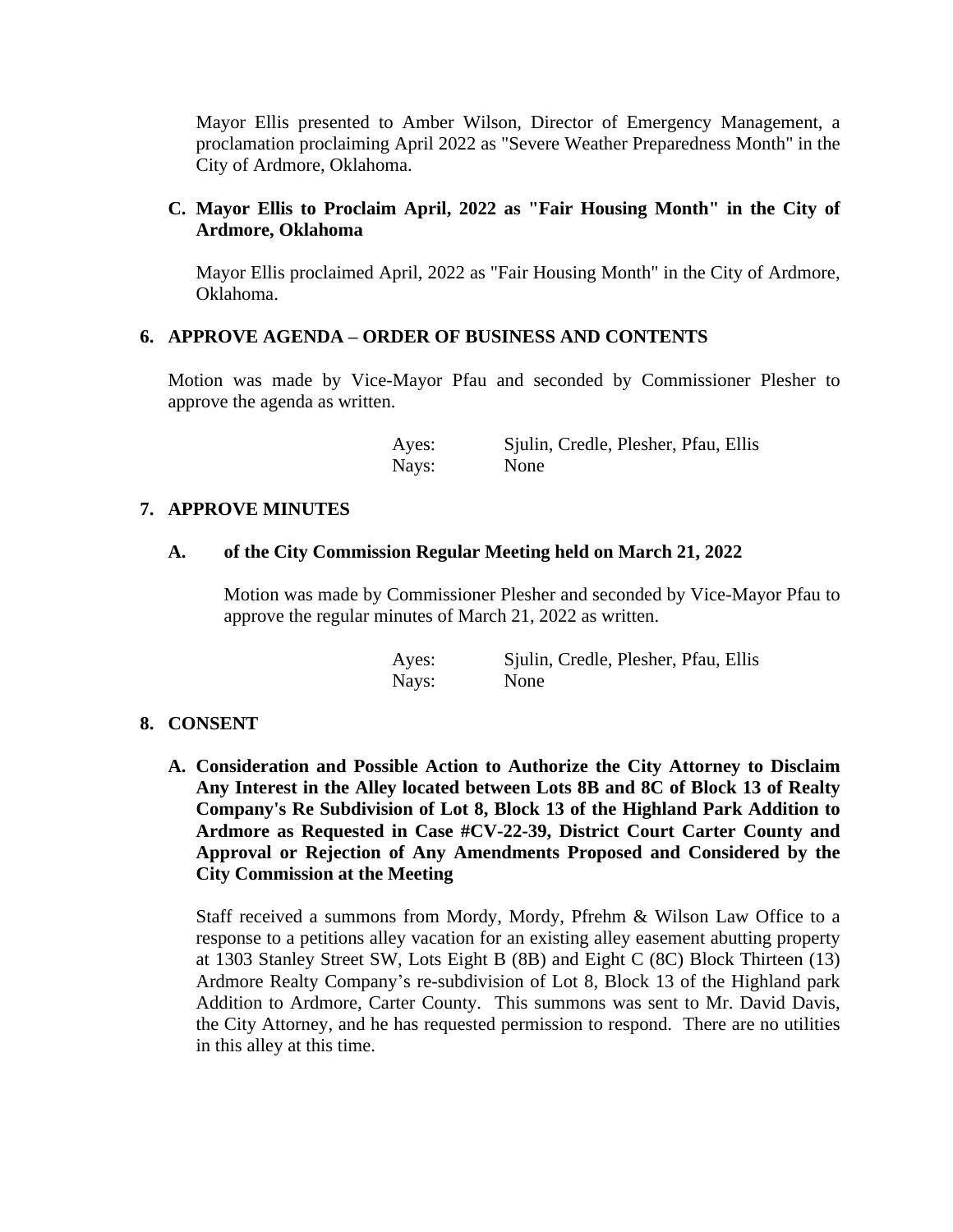Mayor Ellis presented to Amber Wilson, Director of Emergency Management, a proclamation proclaiming April 2022 as "Severe Weather Preparedness Month" in the City of Ardmore, Oklahoma.

**C. Mayor Ellis to Proclaim April, 2022 as "Fair Housing Month" in the City of Ardmore, Oklahoma**

Mayor Ellis proclaimed April, 2022 as "Fair Housing Month" in the City of Ardmore, Oklahoma.

## 6. APPROVE AGENDA – ORDER OF BUSINESS AND CONTENTS

Motion was made by Vice-Mayor Pfau and seconded by Commissioner Plesher to approve the agenda as written.

| | |
|---|---|
| Ayes: | Sjulin, Credle, Plesher, Pfau, Ellis |
| Nays: | None |

## 7. APPROVE MINUTES

**A. of the City Commission Regular Meeting held on March 21, 2022**

Motion was made by Commissioner Plesher and seconded by Vice-Mayor Pfau to approve the regular minutes of March 21, 2022 as written.

| | |
|---|---|
| Ayes: | Sjulin, Credle, Plesher, Pfau, Ellis |
| Nays: | None |

## 8. CONSENT

**A. Consideration and Possible Action to Authorize the City Attorney to Disclaim Any Interest in the Alley located between Lots 8B and 8C of Block 13 of Realty Company's Re Subdivision of Lot 8, Block 13 of the Highland Park Addition to Ardmore as Requested in Case #CV-22-39, District Court Carter County and Approval or Rejection of Any Amendments Proposed and Considered by the City Commission at the Meeting**

Staff received a summons from Mordy, Mordy, Pfrehm & Wilson Law Office to a response to a petitions alley vacation for an existing alley easement abutting property at 1303 Stanley Street SW, Lots Eight B (8B) and Eight C (8C) Block Thirteen (13) Ardmore Realty Company's re-subdivision of Lot 8, Block 13 of the Highland park Addition to Ardmore, Carter County. This summons was sent to Mr. David Davis, the City Attorney, and he has requested permission to respond. There are no utilities in this alley at this time.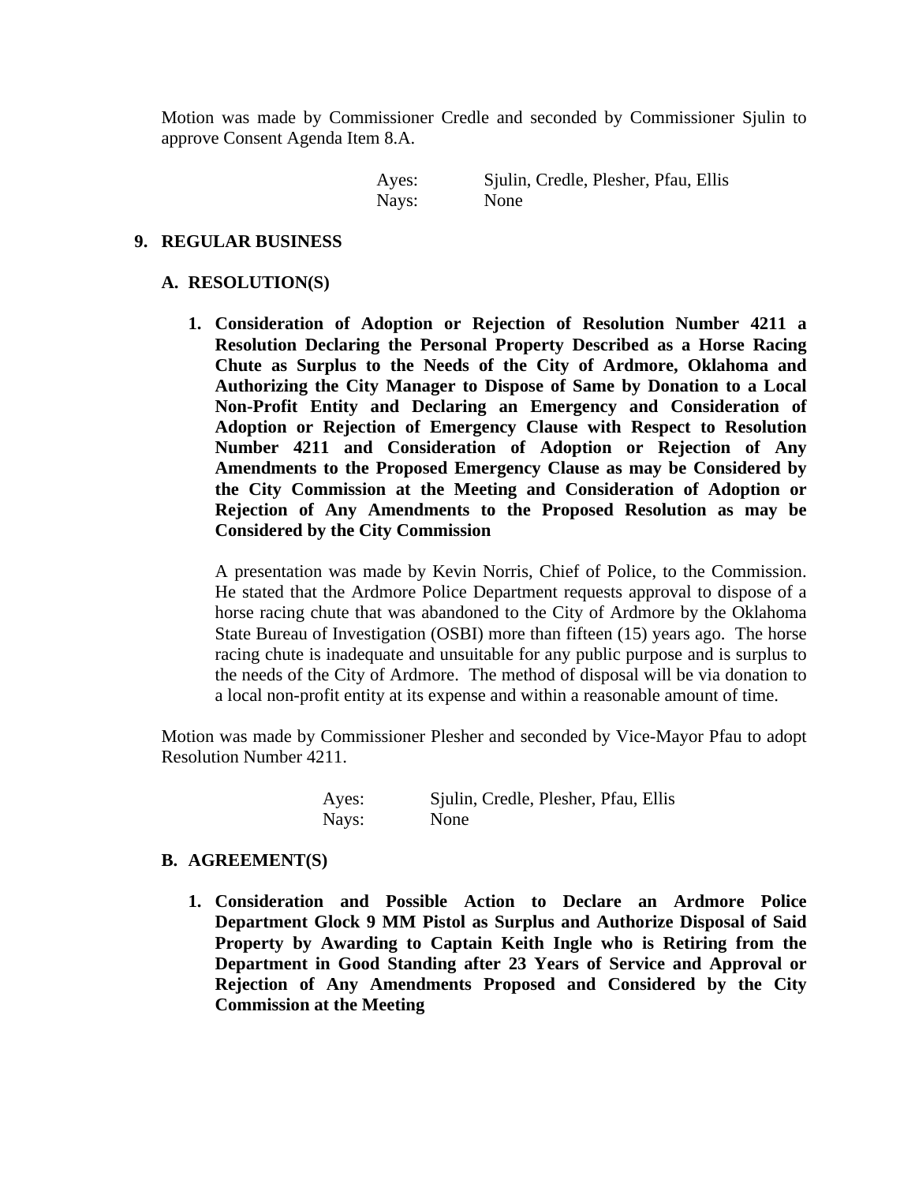Motion was made by Commissioner Credle and seconded by Commissioner Sjulin to approve Consent Agenda Item 8.A.

| | |
|---|---|
| Ayes: | Sjulin, Credle, Plesher, Pfau, Ellis |
| Nays: | None |

## 9. REGULAR BUSINESS

### A. RESOLUTION(S)

**1. Consideration of Adoption or Rejection of Resolution Number 4211 a Resolution Declaring the Personal Property Described as a Horse Racing Chute as Surplus to the Needs of the City of Ardmore, Oklahoma and Authorizing the City Manager to Dispose of Same by Donation to a Local Non-Profit Entity and Declaring an Emergency and Consideration of Adoption or Rejection of Emergency Clause with Respect to Resolution Number 4211 and Consideration of Adoption or Rejection of Any Amendments to the Proposed Emergency Clause as may be Considered by the City Commission at the Meeting and Consideration of Adoption or Rejection of Any Amendments to the Proposed Resolution as may be Considered by the City Commission**

A presentation was made by Kevin Norris, Chief of Police, to the Commission. He stated that the Ardmore Police Department requests approval to dispose of a horse racing chute that was abandoned to the City of Ardmore by the Oklahoma State Bureau of Investigation (OSBI) more than fifteen (15) years ago. The horse racing chute is inadequate and unsuitable for any public purpose and is surplus to the needs of the City of Ardmore. The method of disposal will be via donation to a local non-profit entity at its expense and within a reasonable amount of time.

Motion was made by Commissioner Plesher and seconded by Vice-Mayor Pfau to adopt Resolution Number 4211.

| | |
|---|---|
| Ayes: | Sjulin, Credle, Plesher, Pfau, Ellis |
| Nays: | None |

### B. AGREEMENT(S)

**1. Consideration and Possible Action to Declare an Ardmore Police Department Glock 9 MM Pistol as Surplus and Authorize Disposal of Said Property by Awarding to Captain Keith Ingle who is Retiring from the Department in Good Standing after 23 Years of Service and Approval or Rejection of Any Amendments Proposed and Considered by the City Commission at the Meeting**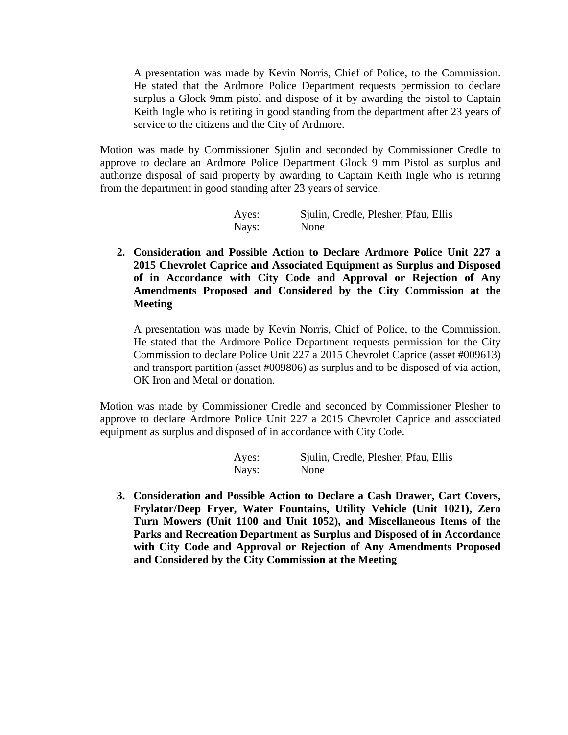A presentation was made by Kevin Norris, Chief of Police, to the Commission. He stated that the Ardmore Police Department requests permission to declare surplus a Glock 9mm pistol and dispose of it by awarding the pistol to Captain Keith Ingle who is retiring in good standing from the department after 23 years of service to the citizens and the City of Ardmore.

Motion was made by Commissioner Sjulin and seconded by Commissioner Credle to approve to declare an Ardmore Police Department Glock 9 mm Pistol as surplus and authorize disposal of said property by awarding to Captain Keith Ingle who is retiring from the department in good standing after 23 years of service.

Ayes: Sjulin, Credle, Plesher, Pfau, Ellis
Nays: None

2. **Consideration and Possible Action to Declare Ardmore Police Unit 227 a 2015 Chevrolet Caprice and Associated Equipment as Surplus and Disposed of in Accordance with City Code and Approval or Rejection of Any Amendments Proposed and Considered by the City Commission at the Meeting**

   A presentation was made by Kevin Norris, Chief of Police, to the Commission. He stated that the Ardmore Police Department requests permission for the City Commission to declare Police Unit 227 a 2015 Chevrolet Caprice (asset #009613) and transport partition (asset #009806) as surplus and to be disposed of via action, OK Iron and Metal or donation.

Motion was made by Commissioner Credle and seconded by Commissioner Plesher to approve to declare Ardmore Police Unit 227 a 2015 Chevrolet Caprice and associated equipment as surplus and disposed of in accordance with City Code.

Ayes: Sjulin, Credle, Plesher, Pfau, Ellis
Nays: None

3. **Consideration and Possible Action to Declare a Cash Drawer, Cart Covers, Frylator/Deep Fryer, Water Fountains, Utility Vehicle (Unit 1021), Zero Turn Mowers (Unit 1100 and Unit 1052), and Miscellaneous Items of the Parks and Recreation Department as Surplus and Disposed of in Accordance with City Code and Approval or Rejection of Any Amendments Proposed and Considered by the City Commission at the Meeting**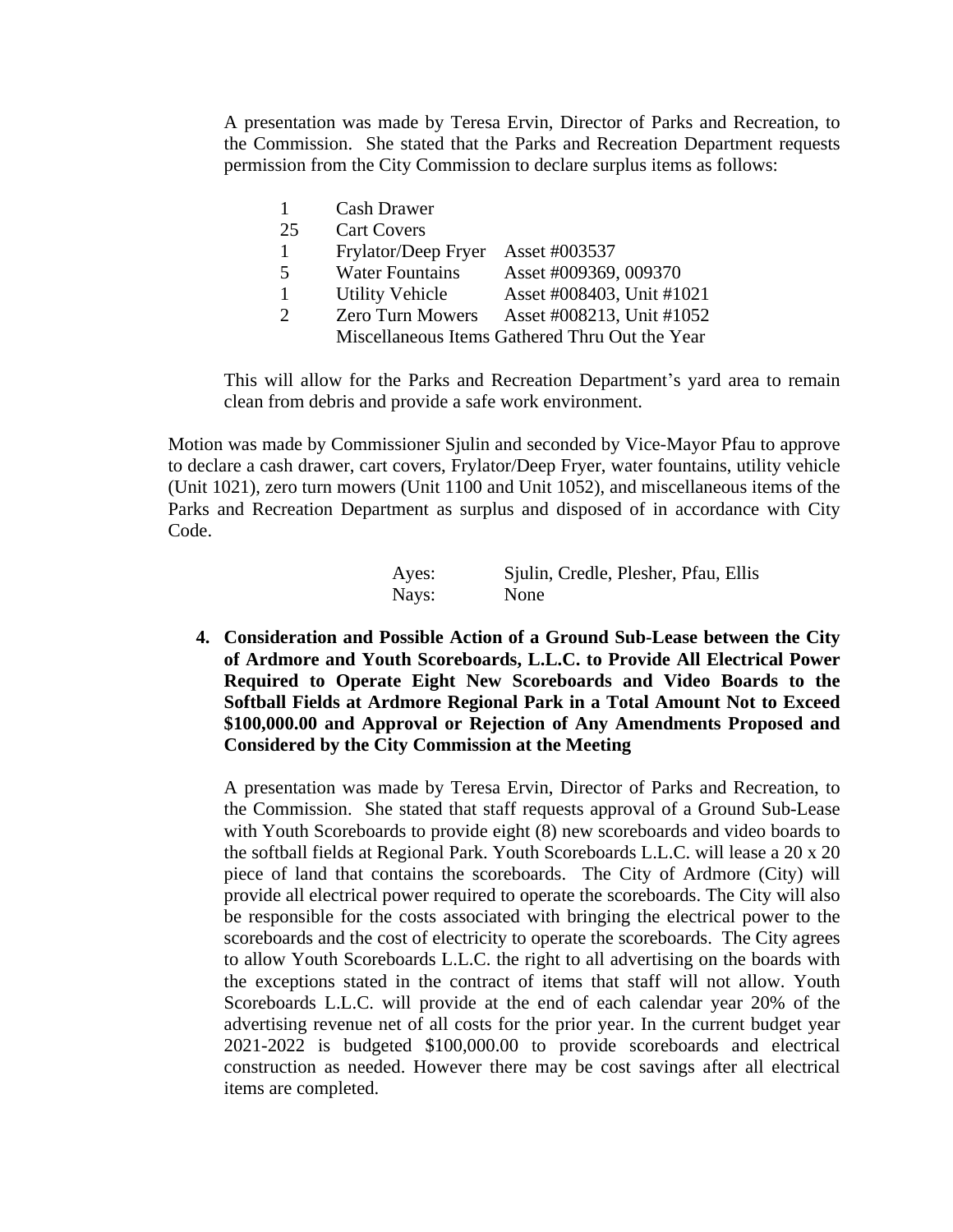A presentation was made by Teresa Ervin, Director of Parks and Recreation, to the Commission. She stated that the Parks and Recreation Department requests permission from the City Commission to declare surplus items as follows:

| | | |
|---|---|---|
| 1 | Cash Drawer | |
| 25 | Cart Covers | |
| 1 | Frylator/Deep Fryer | Asset #003537 |
| 5 | Water Fountains | Asset #009369, 009370 |
| 1 | Utility Vehicle | Asset #008403, Unit #1021 |
| 2 | Zero Turn Mowers | Asset #008213, Unit #1052 |
| | Miscellaneous Items Gathered Thru Out the Year | |

This will allow for the Parks and Recreation Department's yard area to remain clean from debris and provide a safe work environment.

Motion was made by Commissioner Sjulin and seconded by Vice-Mayor Pfau to approve to declare a cash drawer, cart covers, Frylator/Deep Fryer, water fountains, utility vehicle (Unit 1021), zero turn mowers (Unit 1100 and Unit 1052), and miscellaneous items of the Parks and Recreation Department as surplus and disposed of in accordance with City Code.

Ayes: Sjulin, Credle, Plesher, Pfau, Ellis
Nays: None

4. **Consideration and Possible Action of a Ground Sub-Lease between the City of Ardmore and Youth Scoreboards, L.L.C. to Provide All Electrical Power Required to Operate Eight New Scoreboards and Video Boards to the Softball Fields at Ardmore Regional Park in a Total Amount Not to Exceed $100,000.00 and Approval or Rejection of Any Amendments Proposed and Considered by the City Commission at the Meeting**

   A presentation was made by Teresa Ervin, Director of Parks and Recreation, to the Commission. She stated that staff requests approval of a Ground Sub-Lease with Youth Scoreboards to provide eight (8) new scoreboards and video boards to the softball fields at Regional Park. Youth Scoreboards L.L.C. will lease a 20 x 20 piece of land that contains the scoreboards. The City of Ardmore (City) will provide all electrical power required to operate the scoreboards. The City will also be responsible for the costs associated with bringing the electrical power to the scoreboards and the cost of electricity to operate the scoreboards. The City agrees to allow Youth Scoreboards L.L.C. the right to all advertising on the boards with the exceptions stated in the contract of items that staff will not allow. Youth Scoreboards L.L.C. will provide at the end of each calendar year 20% of the advertising revenue net of all costs for the prior year. In the current budget year 2021-2022 is budgeted $100,000.00 to provide scoreboards and electrical construction as needed. However there may be cost savings after all electrical items are completed.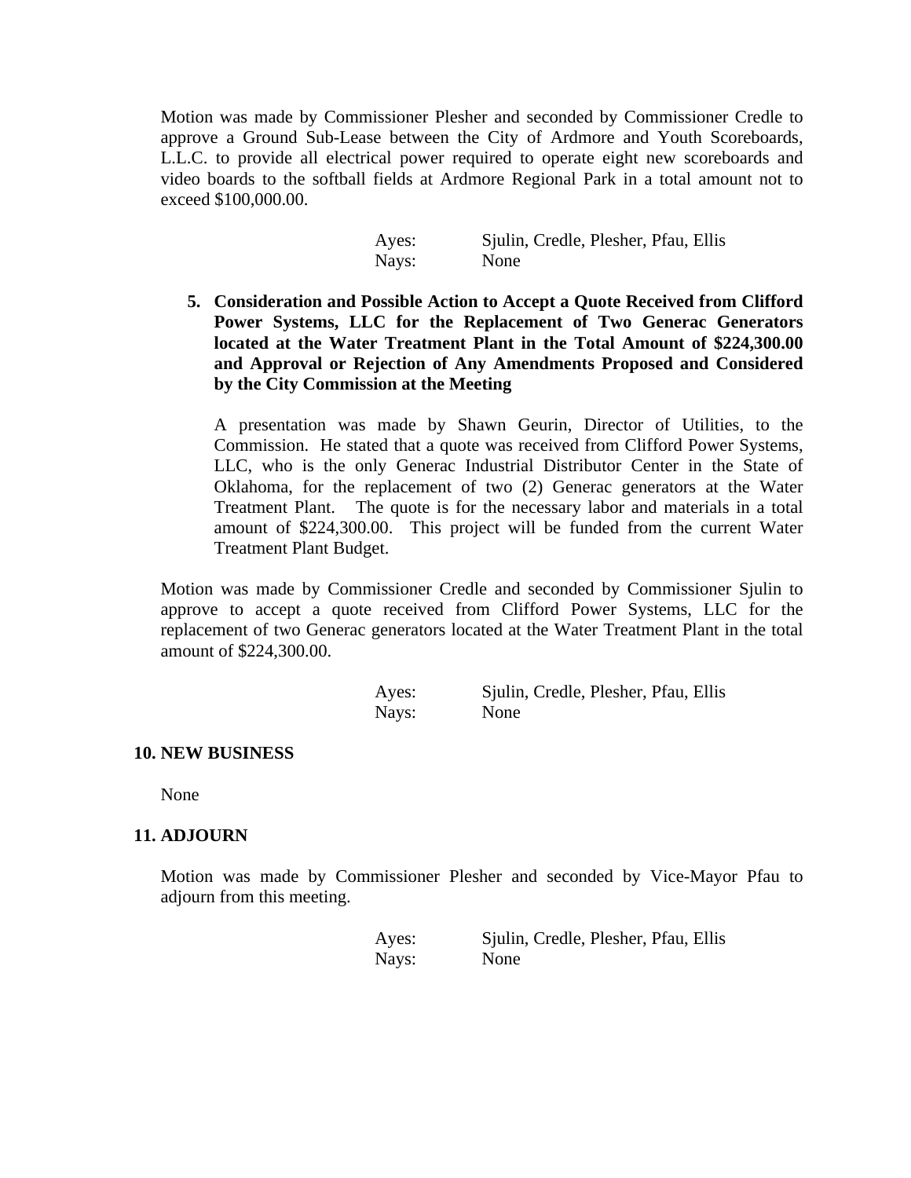Motion was made by Commissioner Plesher and seconded by Commissioner Credle to approve a Ground Sub-Lease between the City of Ardmore and Youth Scoreboards, L.L.C. to provide all electrical power required to operate eight new scoreboards and video boards to the softball fields at Ardmore Regional Park in a total amount not to exceed $100,000.00.

| | |
|---|---|
| Ayes: | Sjulin, Credle, Plesher, Pfau, Ellis |
| Nays: | None |

5. **Consideration and Possible Action to Accept a Quote Received from Clifford Power Systems, LLC for the Replacement of Two Generac Generators located at the Water Treatment Plant in the Total Amount of $224,300.00 and Approval or Rejection of Any Amendments Proposed and Considered by the City Commission at the Meeting**

   A presentation was made by Shawn Geurin, Director of Utilities, to the Commission. He stated that a quote was received from Clifford Power Systems, LLC, who is the only Generac Industrial Distributor Center in the State of Oklahoma, for the replacement of two (2) Generac generators at the Water Treatment Plant. The quote is for the necessary labor and materials in a total amount of $224,300.00. This project will be funded from the current Water Treatment Plant Budget.

Motion was made by Commissioner Credle and seconded by Commissioner Sjulin to approve to accept a quote received from Clifford Power Systems, LLC for the replacement of two Generac generators located at the Water Treatment Plant in the total amount of $224,300.00.

| | |
|---|---|
| Ayes: | Sjulin, Credle, Plesher, Pfau, Ellis |
| Nays: | None |

**10. NEW BUSINESS**

None

**11. ADJOURN**

Motion was made by Commissioner Plesher and seconded by Vice-Mayor Pfau to adjourn from this meeting.

| | |
|---|---|
| Ayes: | Sjulin, Credle, Plesher, Pfau, Ellis |
| Nays: | None |